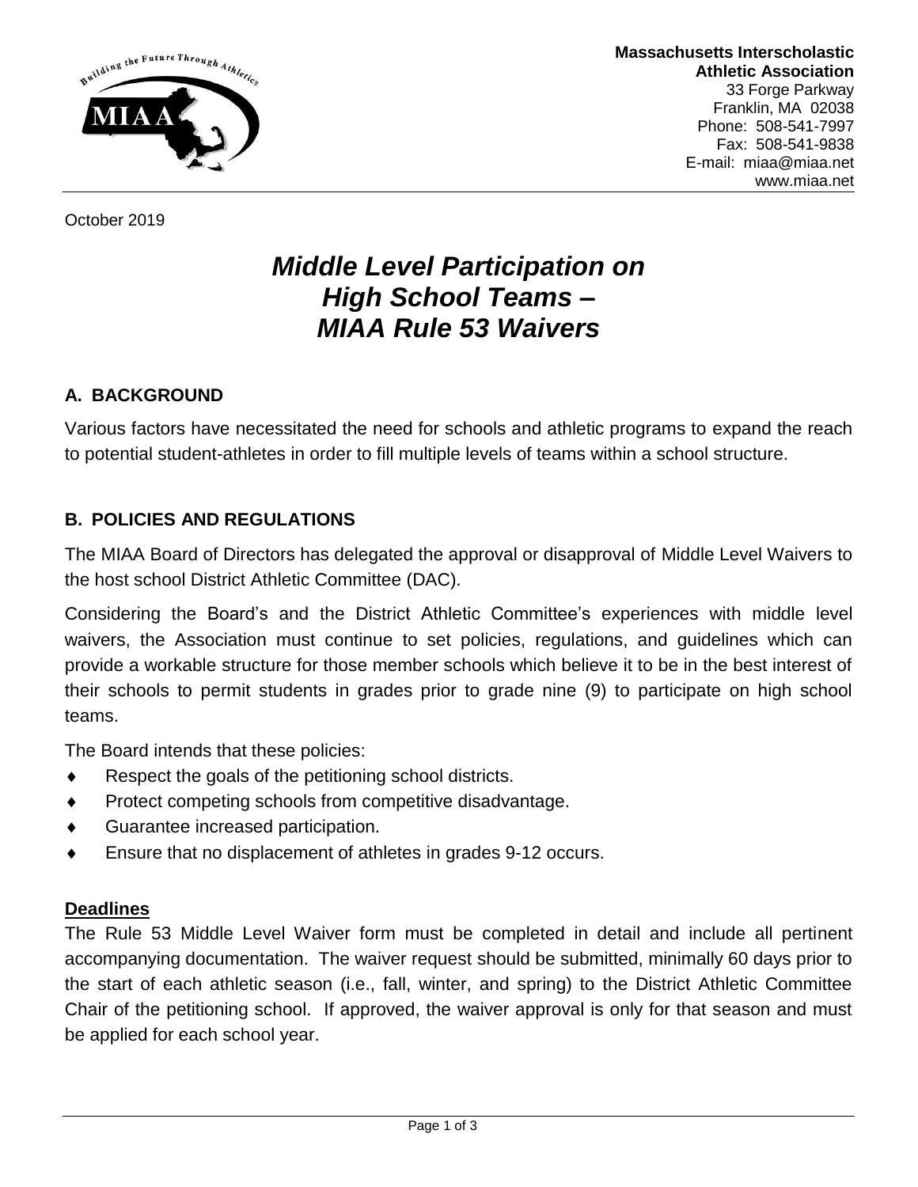**Massachusetts Interscholastic Athletic Association**
33 Forge Parkway
Franklin, MA 02038
Phone: 508-541-7997
Fax: 508-541-9838
E-mail: miaa@miaa.net
www.miaa.net

October 2019

# *Middle Level Participation on High School Teams – MIAA Rule 53 Waivers*

## A. BACKGROUND

Various factors have necessitated the need for schools and athletic programs to expand the reach to potential student-athletes in order to fill multiple levels of teams within a school structure.

## B. POLICIES AND REGULATIONS

The MIAA Board of Directors has delegated the approval or disapproval of Middle Level Waivers to the host school District Athletic Committee (DAC).

Considering the Board's and the District Athletic Committee's experiences with middle level waivers, the Association must continue to set policies, regulations, and guidelines which can provide a workable structure for those member schools which believe it to be in the best interest of their schools to permit students in grades prior to grade nine (9) to participate on high school teams.

The Board intends that these policies:

- Respect the goals of the petitioning school districts.
- Protect competing schools from competitive disadvantage.
- Guarantee increased participation.
- Ensure that no displacement of athletes in grades 9-12 occurs.

### Deadlines

The Rule 53 Middle Level Waiver form must be completed in detail and include all pertinent accompanying documentation. The waiver request should be submitted, minimally 60 days prior to the start of each athletic season (i.e., fall, winter, and spring) to the District Athletic Committee Chair of the petitioning school. If approved, the waiver approval is only for that season and must be applied for each school year.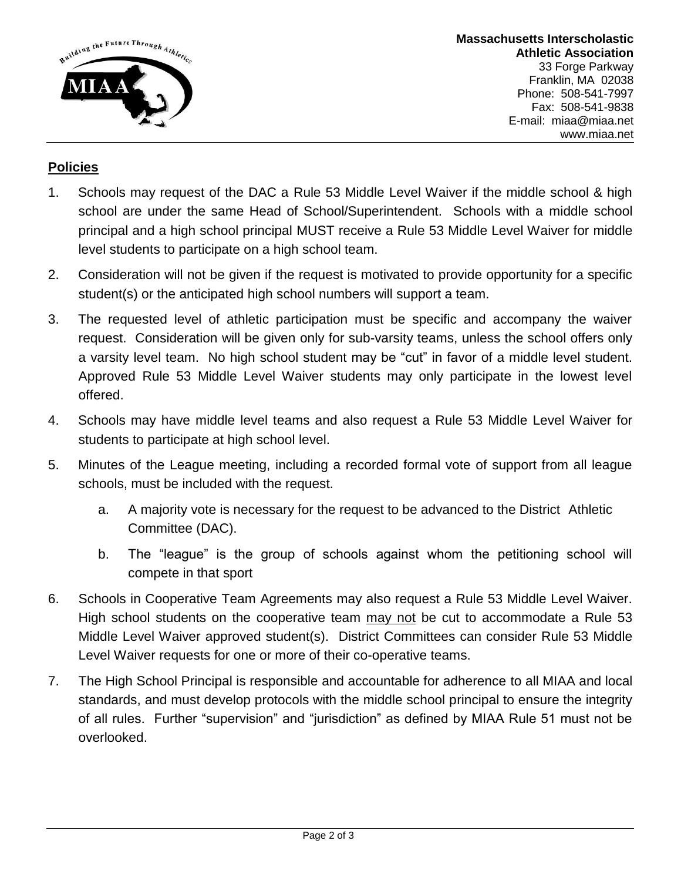**Policies**

1. Schools may request of the DAC a Rule 53 Middle Level Waiver if the middle school & high school are under the same Head of School/Superintendent. Schools with a middle school principal and a high school principal MUST receive a Rule 53 Middle Level Waiver for middle level students to participate on a high school team.
2. Consideration will not be given if the request is motivated to provide opportunity for a specific student(s) or the anticipated high school numbers will support a team.
3. The requested level of athletic participation must be specific and accompany the waiver request. Consideration will be given only for sub-varsity teams, unless the school offers only a varsity level team. No high school student may be "cut" in favor of a middle level student. Approved Rule 53 Middle Level Waiver students may only participate in the lowest level offered.
4. Schools may have middle level teams and also request a Rule 53 Middle Level Waiver for students to participate at high school level.
5. Minutes of the League meeting, including a recorded formal vote of support from all league schools, must be included with the request.
   a. A majority vote is necessary for the request to be advanced to the District Athletic Committee (DAC).
   b. The "league" is the group of schools against whom the petitioning school will compete in that sport
6. Schools in Cooperative Team Agreements may also request a Rule 53 Middle Level Waiver. High school students on the cooperative team may not be cut to accommodate a Rule 53 Middle Level Waiver approved student(s). District Committees can consider Rule 53 Middle Level Waiver requests for one or more of their co-operative teams.
7. The High School Principal is responsible and accountable for adherence to all MIAA and local standards, and must develop protocols with the middle school principal to ensure the integrity of all rules. Further "supervision" and "jurisdiction" as defined by MIAA Rule 51 must not be overlooked.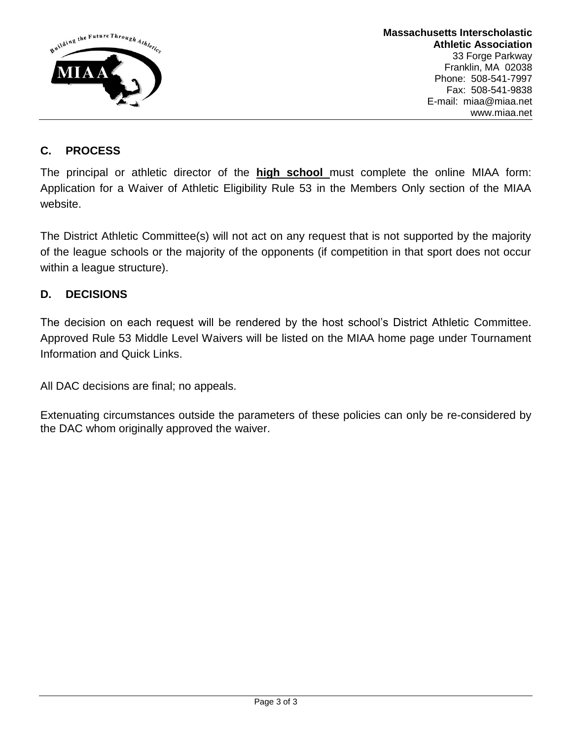## C. PROCESS

The principal or athletic director of the **high school** must complete the online MIAA form: Application for a Waiver of Athletic Eligibility Rule 53 in the Members Only section of the MIAA website.

The District Athletic Committee(s) will not act on any request that is not supported by the majority of the league schools or the majority of the opponents (if competition in that sport does not occur within a league structure).

## D. DECISIONS

The decision on each request will be rendered by the host school's District Athletic Committee. Approved Rule 53 Middle Level Waivers will be listed on the MIAA home page under Tournament Information and Quick Links.

All DAC decisions are final; no appeals.

Extenuating circumstances outside the parameters of these policies can only be re-considered by the DAC whom originally approved the waiver.